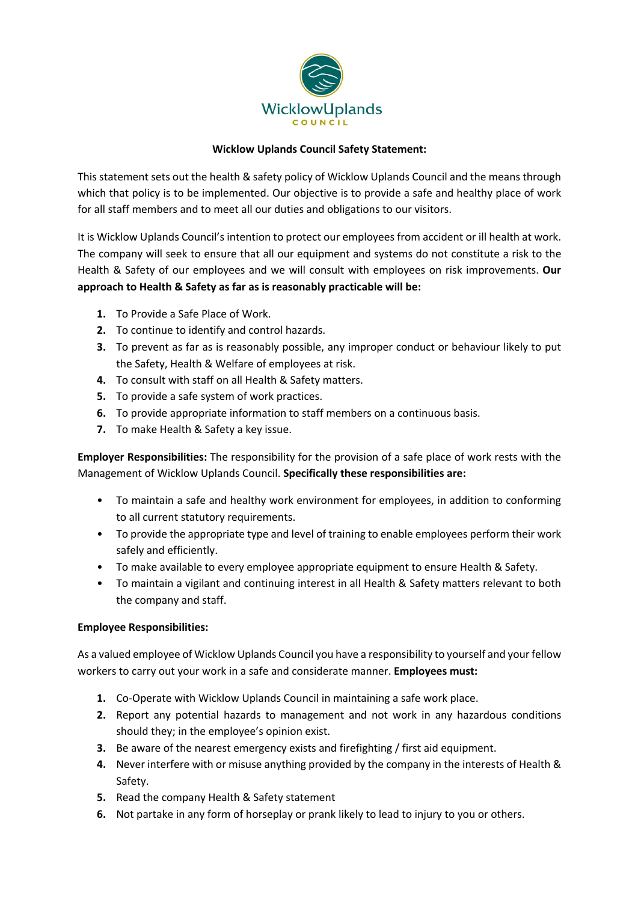WicklowUplands

COUNCIL

**Wicklow Uplands Council Safety Statement:**

This statement sets out the health & safety policy of Wicklow Uplands Council and the means through which that policy is to be implemented. Our objective is to provide a safe and healthy place of work for all staff members and to meet all our duties and obligations to our visitors.

It is Wicklow Uplands Council's intention to protect our employees from accident or ill health at work. The company will seek to ensure that all our equipment and systems do not constitute a risk to the Health & Safety of our employees and we will consult with employees on risk improvements. **Our approach to Health & Safety as far as is reasonably practicable will be:**

1. To Provide a Safe Place of Work.
2. To continue to identify and control hazards.
3. To prevent as far as is reasonably possible, any improper conduct or behaviour likely to put the Safety, Health & Welfare of employees at risk.
4. To consult with staff on all Health & Safety matters.
5. To provide a safe system of work practices.
6. To provide appropriate information to staff members on a continuous basis.
7. To make Health & Safety a key issue.

**Employer Responsibilities:** The responsibility for the provision of a safe place of work rests with the Management of Wicklow Uplands Council. **Specifically these responsibilities are:**

- To maintain a safe and healthy work environment for employees, in addition to conforming to all current statutory requirements.
- To provide the appropriate type and level of training to enable employees perform their work safely and efficiently.
- To make available to every employee appropriate equipment to ensure Health & Safety.
- To maintain a vigilant and continuing interest in all Health & Safety matters relevant to both the company and staff.

**Employee Responsibilities:**

As a valued employee of Wicklow Uplands Council you have a responsibility to yourself and your fellow workers to carry out your work in a safe and considerate manner. **Employees must:**

1. Co-Operate with Wicklow Uplands Council in maintaining a safe work place.
2. Report any potential hazards to management and not work in any hazardous conditions should they; in the employee's opinion exist.
3. Be aware of the nearest emergency exists and firefighting / first aid equipment.
4. Never interfere with or misuse anything provided by the company in the interests of Health & Safety.
5. Read the company Health & Safety statement
6. Not partake in any form of horseplay or prank likely to lead to injury to you or others.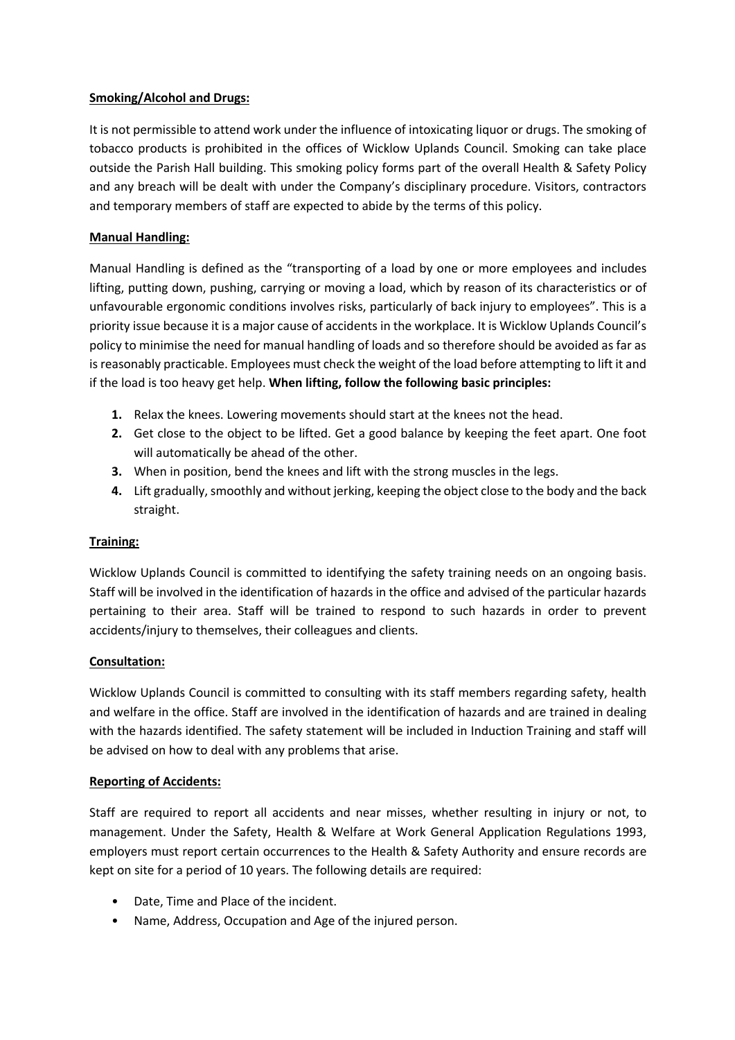**Smoking/Alcohol and Drugs:**

It is not permissible to attend work under the influence of intoxicating liquor or drugs. The smoking of tobacco products is prohibited in the offices of Wicklow Uplands Council. Smoking can take place outside the Parish Hall building. This smoking policy forms part of the overall Health & Safety Policy and any breach will be dealt with under the Company's disciplinary procedure. Visitors, contractors and temporary members of staff are expected to abide by the terms of this policy.

**Manual Handling:**

Manual Handling is defined as the "transporting of a load by one or more employees and includes lifting, putting down, pushing, carrying or moving a load, which by reason of its characteristics or of unfavourable ergonomic conditions involves risks, particularly of back injury to employees". This is a priority issue because it is a major cause of accidents in the workplace. It is Wicklow Uplands Council's policy to minimise the need for manual handling of loads and so therefore should be avoided as far as is reasonably practicable. Employees must check the weight of the load before attempting to lift it and if the load is too heavy get help. **When lifting, follow the following basic principles:**

1. Relax the knees. Lowering movements should start at the knees not the head.
2. Get close to the object to be lifted. Get a good balance by keeping the feet apart. One foot will automatically be ahead of the other.
3. When in position, bend the knees and lift with the strong muscles in the legs.
4. Lift gradually, smoothly and without jerking, keeping the object close to the body and the back straight.

**Training:**

Wicklow Uplands Council is committed to identifying the safety training needs on an ongoing basis. Staff will be involved in the identification of hazards in the office and advised of the particular hazards pertaining to their area. Staff will be trained to respond to such hazards in order to prevent accidents/injury to themselves, their colleagues and clients.

**Consultation:**

Wicklow Uplands Council is committed to consulting with its staff members regarding safety, health and welfare in the office. Staff are involved in the identification of hazards and are trained in dealing with the hazards identified. The safety statement will be included in Induction Training and staff will be advised on how to deal with any problems that arise.

**Reporting of Accidents:**

Staff are required to report all accidents and near misses, whether resulting in injury or not, to management. Under the Safety, Health & Welfare at Work General Application Regulations 1993, employers must report certain occurrences to the Health & Safety Authority and ensure records are kept on site for a period of 10 years. The following details are required:

- Date, Time and Place of the incident.
- Name, Address, Occupation and Age of the injured person.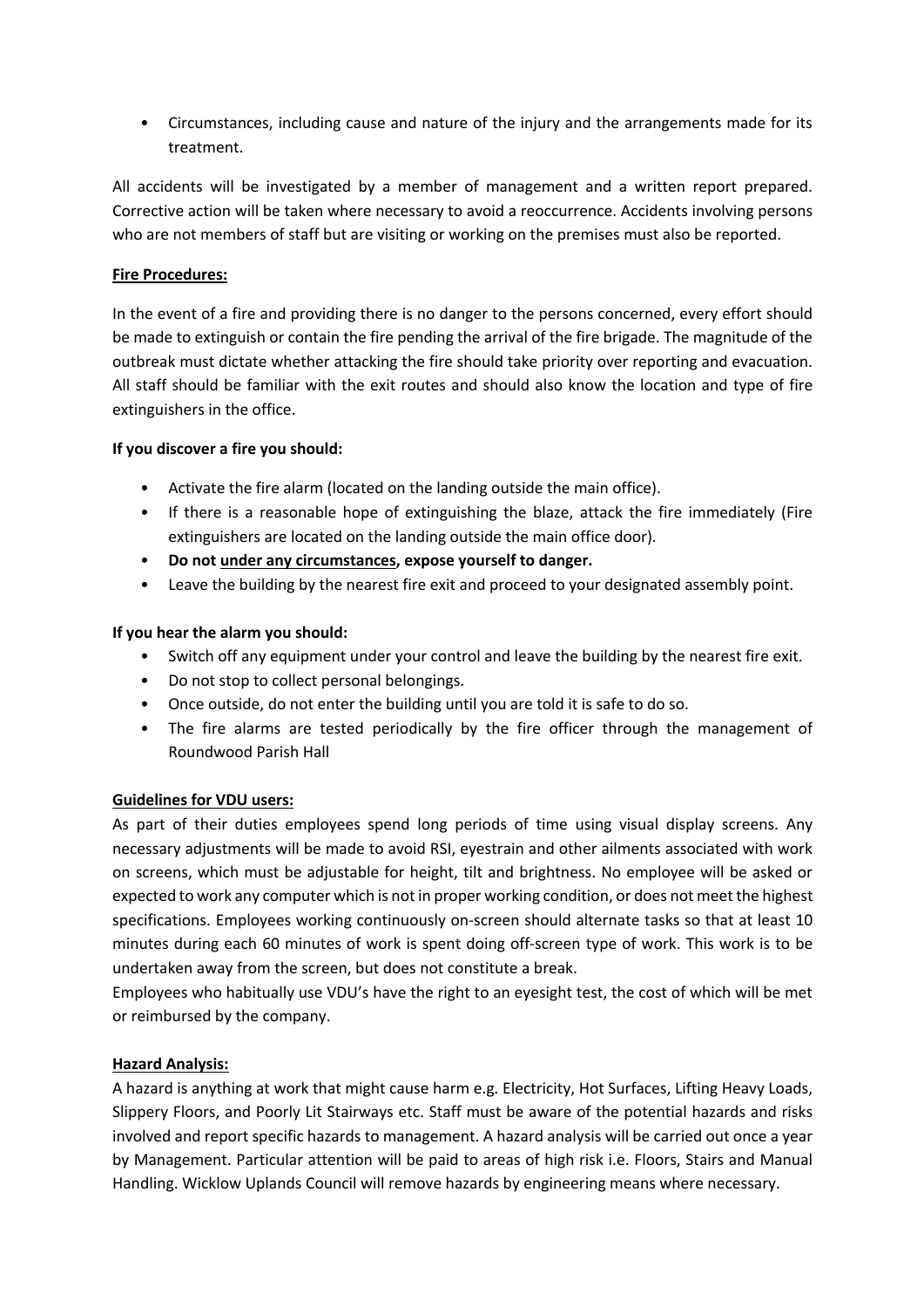- Circumstances, including cause and nature of the injury and the arrangements made for its treatment.

All accidents will be investigated by a member of management and a written report prepared. Corrective action will be taken where necessary to avoid a reoccurrence. Accidents involving persons who are not members of staff but are visiting or working on the premises must also be reported.

**Fire Procedures:**

In the event of a fire and providing there is no danger to the persons concerned, every effort should be made to extinguish or contain the fire pending the arrival of the fire brigade. The magnitude of the outbreak must dictate whether attacking the fire should take priority over reporting and evacuation. All staff should be familiar with the exit routes and should also know the location and type of fire extinguishers in the office.

**If you discover a fire you should:**

- Activate the fire alarm (located on the landing outside the main office).
- If there is a reasonable hope of extinguishing the blaze, attack the fire immediately (Fire extinguishers are located on the landing outside the main office door).
- **Do not under any circumstances, expose yourself to danger.**
- Leave the building by the nearest fire exit and proceed to your designated assembly point.

**If you hear the alarm you should:**

- Switch off any equipment under your control and leave the building by the nearest fire exit.
- Do not stop to collect personal belongings.
- Once outside, do not enter the building until you are told it is safe to do so.
- The fire alarms are tested periodically by the fire officer through the management of Roundwood Parish Hall

**Guidelines for VDU users:**

As part of their duties employees spend long periods of time using visual display screens. Any necessary adjustments will be made to avoid RSI, eyestrain and other ailments associated with work on screens, which must be adjustable for height, tilt and brightness. No employee will be asked or expected to work any computer which is not in proper working condition, or does not meet the highest specifications. Employees working continuously on-screen should alternate tasks so that at least 10 minutes during each 60 minutes of work is spent doing off-screen type of work. This work is to be undertaken away from the screen, but does not constitute a break.

Employees who habitually use VDU's have the right to an eyesight test, the cost of which will be met or reimbursed by the company.

**Hazard Analysis:**

A hazard is anything at work that might cause harm e.g. Electricity, Hot Surfaces, Lifting Heavy Loads, Slippery Floors, and Poorly Lit Stairways etc. Staff must be aware of the potential hazards and risks involved and report specific hazards to management. A hazard analysis will be carried out once a year by Management. Particular attention will be paid to areas of high risk i.e. Floors, Stairs and Manual Handling. Wicklow Uplands Council will remove hazards by engineering means where necessary.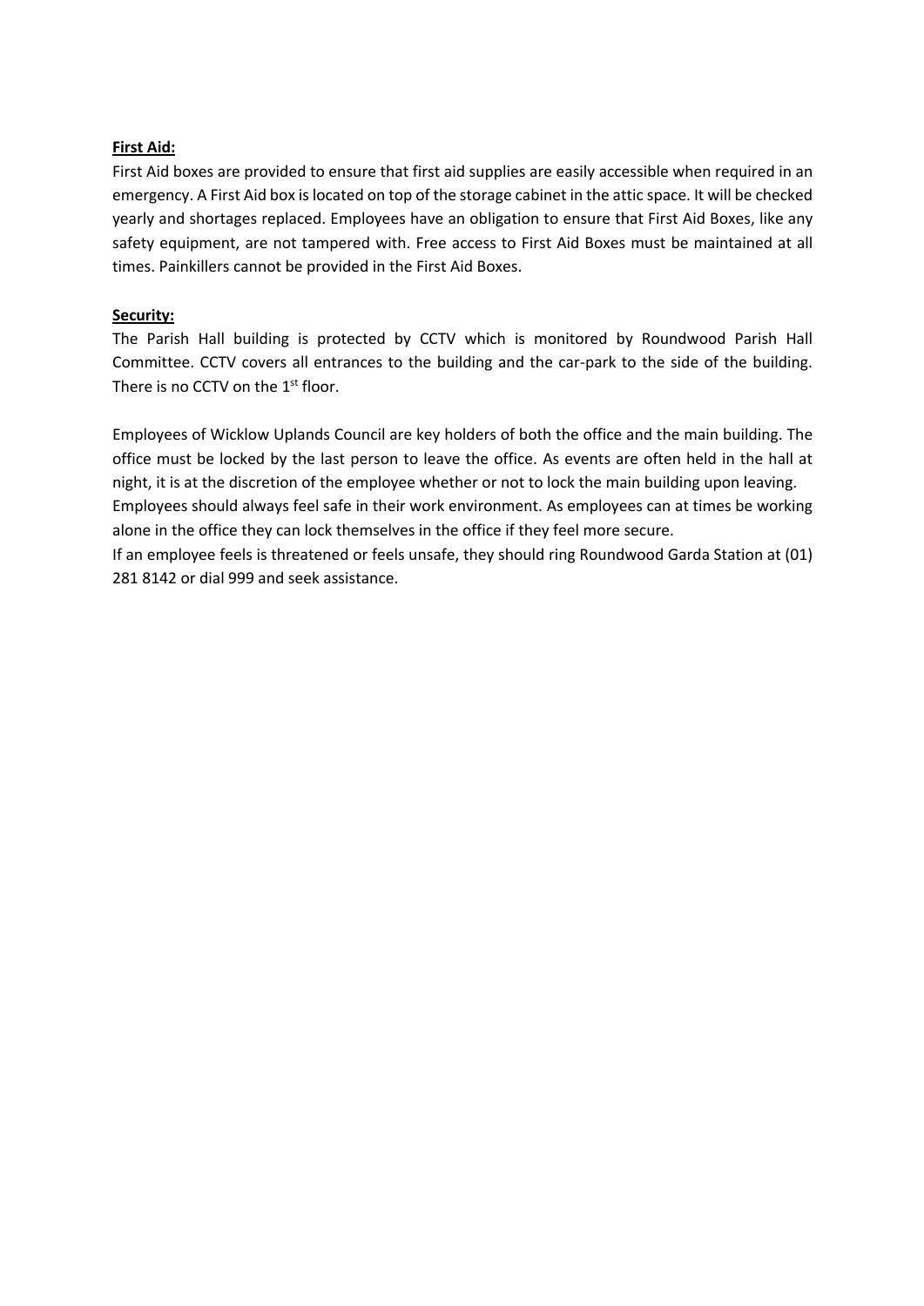**First Aid:**

First Aid boxes are provided to ensure that first aid supplies are easily accessible when required in an emergency. A First Aid box is located on top of the storage cabinet in the attic space. It will be checked yearly and shortages replaced. Employees have an obligation to ensure that First Aid Boxes, like any safety equipment, are not tampered with. Free access to First Aid Boxes must be maintained at all times. Painkillers cannot be provided in the First Aid Boxes.

**Security:**

The Parish Hall building is protected by CCTV which is monitored by Roundwood Parish Hall Committee. CCTV covers all entrances to the building and the car-park to the side of the building. There is no CCTV on the 1st floor.

Employees of Wicklow Uplands Council are key holders of both the office and the main building. The office must be locked by the last person to leave the office. As events are often held in the hall at night, it is at the discretion of the employee whether or not to lock the main building upon leaving.

Employees should always feel safe in their work environment. As employees can at times be working alone in the office they can lock themselves in the office if they feel more secure.

If an employee feels is threatened or feels unsafe, they should ring Roundwood Garda Station at (01) 281 8142 or dial 999 and seek assistance.